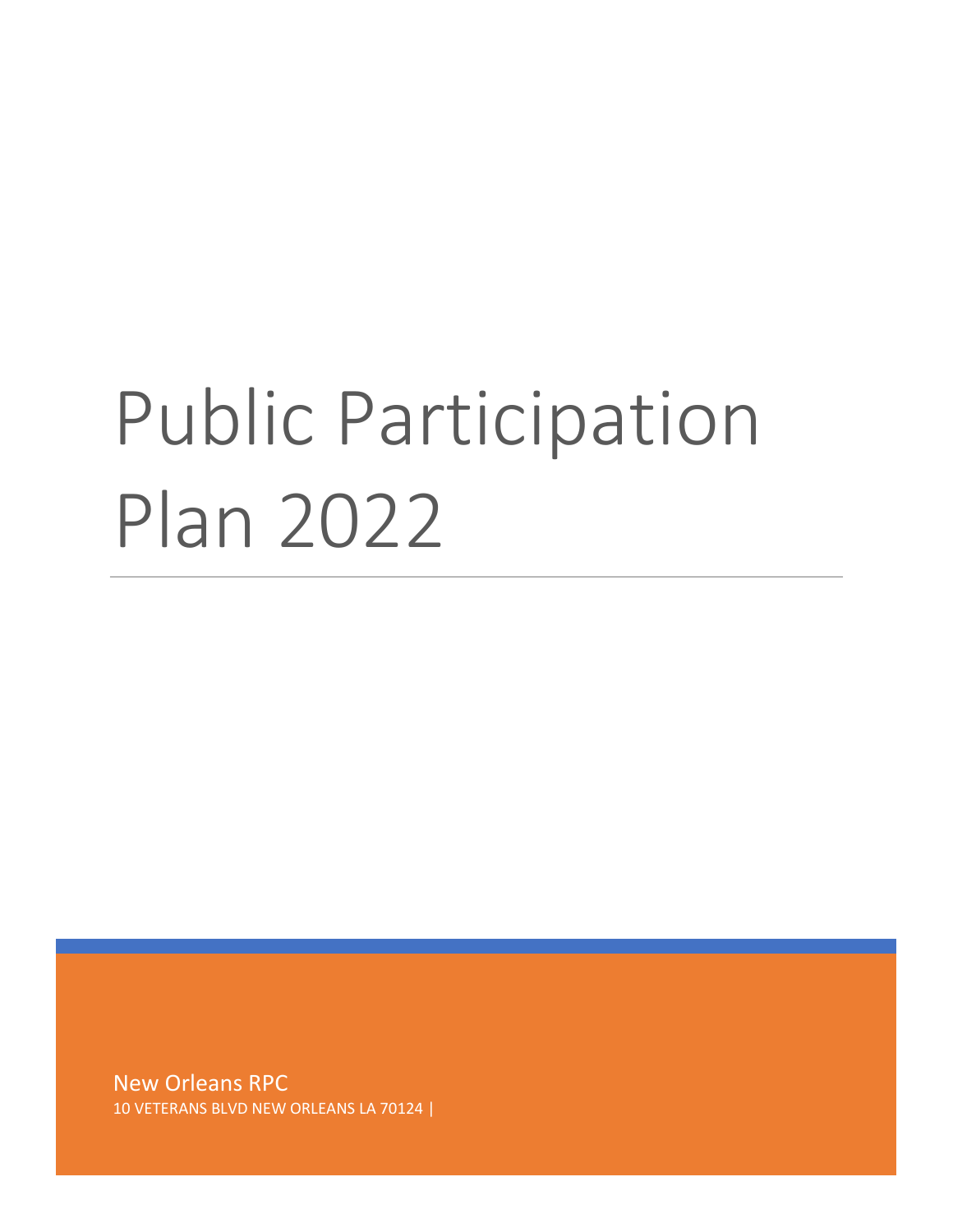# Public Participation Plan 2022

New Orleans RPC

10 VETERANS BLVD NEW ORLEANS LA 70124 |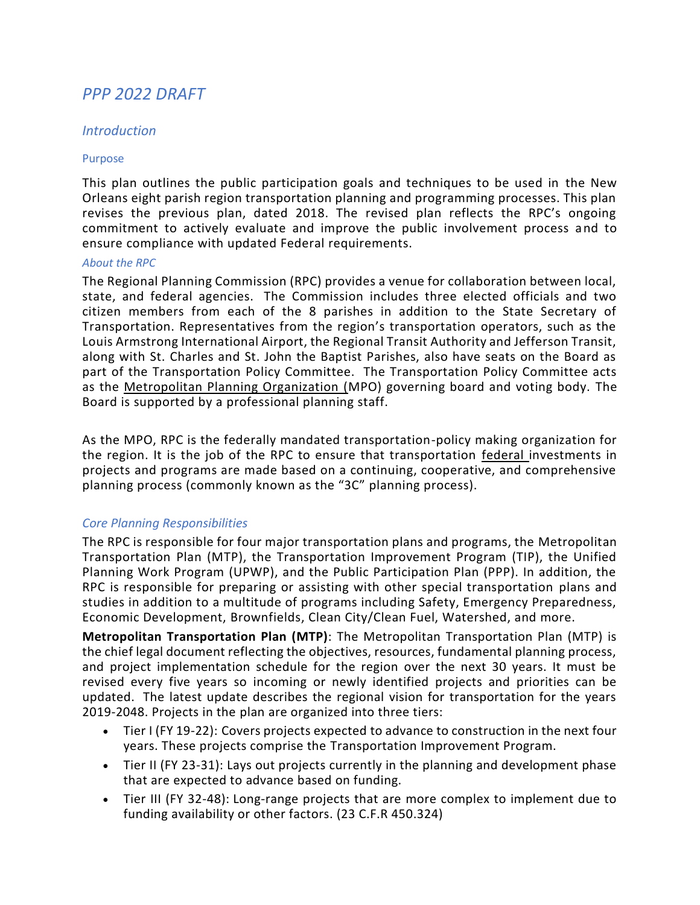# *PPP 2022 DRAFT*

## *Introduction*

### Purpose

This plan outlines the public participation goals and techniques to be used in the New Orleans eight parish region transportation planning and programming processes. This plan revises the previous plan, dated 2018. The revised plan reflects the RPC's ongoing commitment to actively evaluate and improve the public involvement process and to ensure compliance with updated Federal requirements.

#### *About the RPC*

The Regional Planning Commission (RPC) provides a venue for collaboration between local, state, and federal agencies. The Commission includes three elected officials and two citizen members from each of the 8 parishes in addition to the State Secretary of Transportation. Representatives from the region's transportation operators, such as the Louis Armstrong International Airport, the Regional Transit Authority and Jefferson Transit, along with St. Charles and St. John the Baptist Parishes, also have seats on the Board as part of the Transportation Policy Committee. The Transportation Policy Committee acts as the Metropolitan Planning Organization (MPO) governing board and voting body. The Board is supported by a professional planning staff.

As the MPO, RPC is the federally mandated transportation-policy making organization for the region. It is the job of the RPC to ensure that transportation federal investments in projects and programs are made based on a continuing, cooperative, and comprehensive planning process (commonly known as the "3C" planning process).

## *Core Planning Responsibilities*

The RPC is responsible for four major transportation plans and programs, the Metropolitan Transportation Plan (MTP), the Transportation Improvement Program (TIP), the Unified Planning Work Program (UPWP), and the Public Participation Plan (PPP). In addition, the RPC is responsible for preparing or assisting with other special transportation plans and studies in addition to a multitude of programs including Safety, Emergency Preparedness, Economic Development, Brownfields, Clean City/Clean Fuel, Watershed, and more.

**Metropolitan Transportation Plan (MTP)**: The Metropolitan Transportation Plan (MTP) is the chief legal document reflecting the objectives, resources, fundamental planning process, and project implementation schedule for the region over the next 30 years. It must be revised every five years so incoming or newly identified projects and priorities can be updated. The latest update describes the regional vision for transportation for the years 2019-2048. Projects in the plan are organized into three tiers:

- Tier I (FY 19-22): Covers projects expected to advance to construction in the next four years. These projects comprise the Transportation Improvement Program.
- Tier II (FY 23-31): Lays out projects currently in the planning and development phase that are expected to advance based on funding.
- Tier III (FY 32-48): Long-range projects that are more complex to implement due to funding availability or other factors. (23 C.F.R 450.324)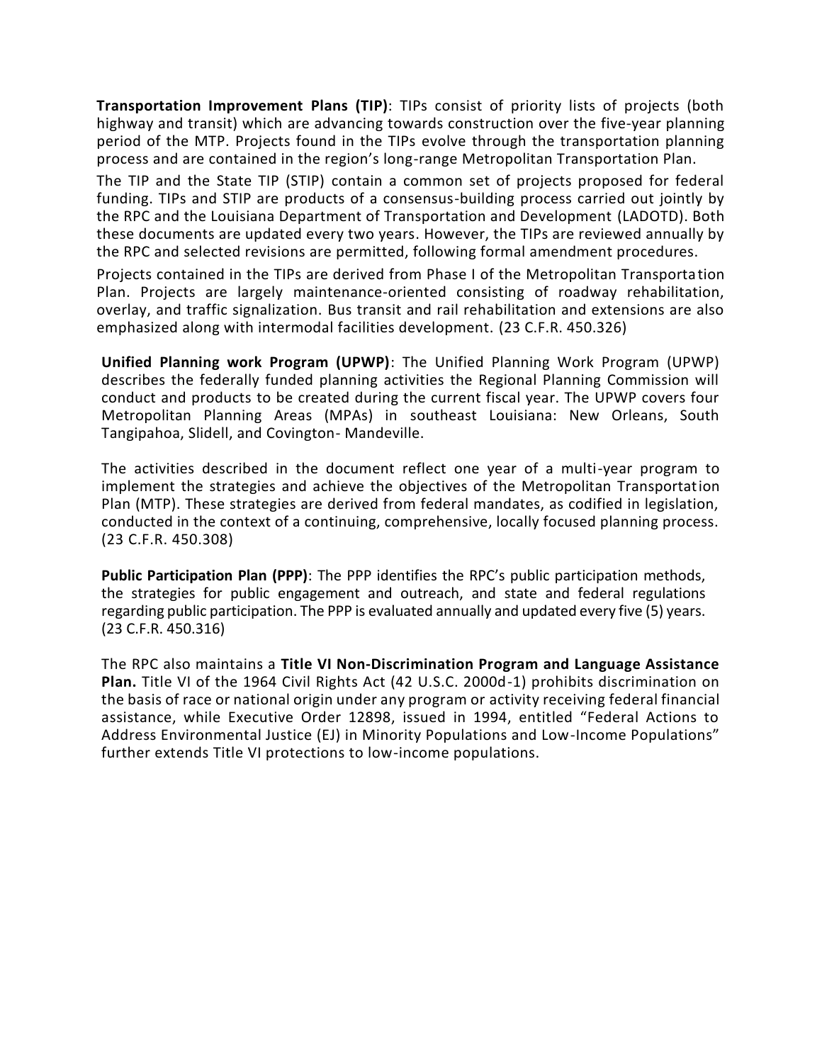**Transportation Improvement Plans (TIP)**: TIPs consist of priority lists of projects (both highway and transit) which are advancing towards construction over the five-year planning period of the MTP. Projects found in the TIPs evolve through the transportation planning process and are contained in the region's long-range Metropolitan Transportation Plan.

The TIP and the State TIP (STIP) contain a common set of projects proposed for federal funding. TIPs and STIP are products of a consensus-building process carried out jointly by the RPC and the Louisiana Department of Transportation and Development (LADOTD). Both these documents are updated every two years. However, the TIPs are reviewed annually by the RPC and selected revisions are permitted, following formal amendment procedures.

Projects contained in the TIPs are derived from Phase I of the Metropolitan Transportation Plan. Projects are largely maintenance-oriented consisting of roadway rehabilitation, overlay, and traffic signalization. Bus transit and rail rehabilitation and extensions are also emphasized along with intermodal facilities development. (23 C.F.R. 450.326)

**Unified Planning work Program (UPWP)**: The Unified Planning Work Program (UPWP) describes the federally funded planning activities the Regional Planning Commission will conduct and products to be created during the current fiscal year. The UPWP covers four Metropolitan Planning Areas (MPAs) in southeast Louisiana: New Orleans, South Tangipahoa, Slidell, and Covington- Mandeville.

The activities described in the document reflect one year of a multi-year program to implement the strategies and achieve the objectives of the Metropolitan Transportation Plan (MTP). These strategies are derived from federal mandates, as codified in legislation, conducted in the context of a continuing, comprehensive, locally focused planning process. (23 C.F.R. 450.308)

**Public Participation Plan (PPP)**: The PPP identifies the RPC's public participation methods, the strategies for public engagement and outreach, and state and federal regulations regarding public participation. The PPP is evaluated annually and updated every five (5) years. (23 C.F.R. 450.316)

The RPC also maintains a **Title VI Non-Discrimination Program and Language Assistance Plan.** Title VI of the 1964 Civil Rights Act (42 U.S.C. 2000d-1) prohibits discrimination on the basis of race or national origin under any program or activity receiving federal financial assistance, while Executive Order 12898, issued in 1994, entitled "Federal Actions to Address Environmental Justice (EJ) in Minority Populations and Low-Income Populations" further extends Title VI protections to low-income populations.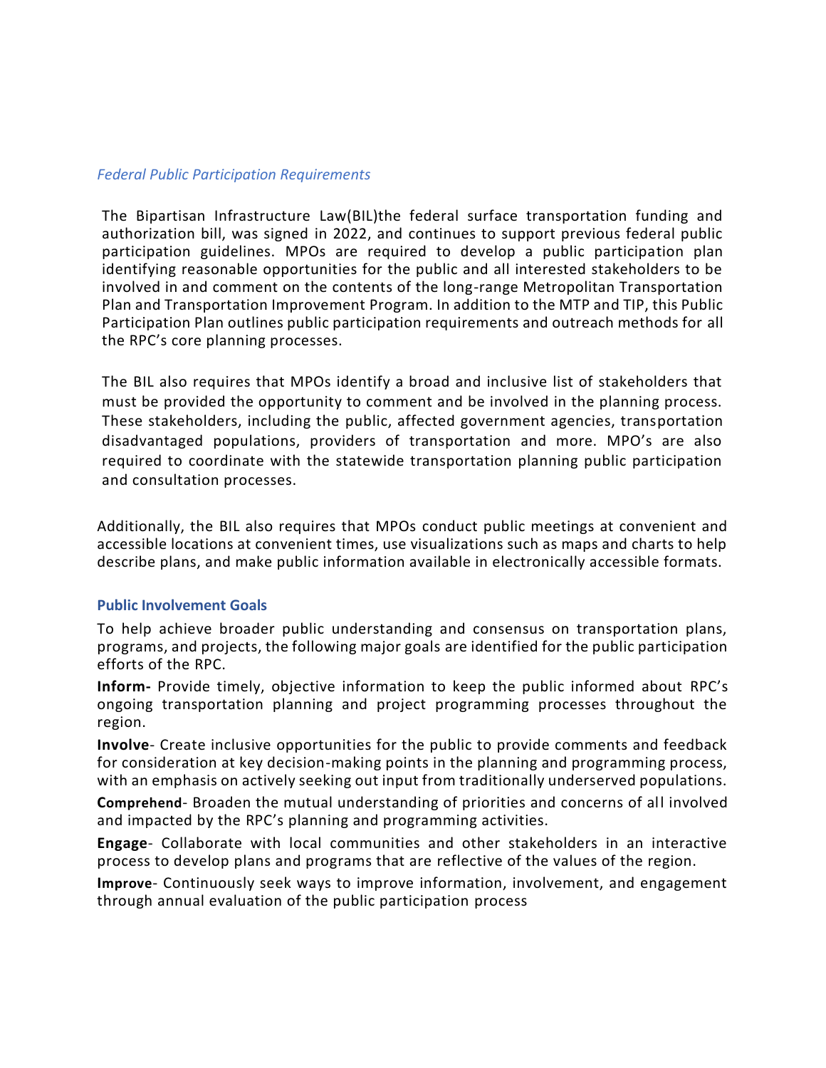### *Federal Public Participation Requirements*

The Bipartisan Infrastructure Law(BIL)the federal surface transportation funding and authorization bill, was signed in 2022, and continues to support previous federal public participation guidelines. MPOs are required to develop a public participation plan identifying reasonable opportunities for the public and all interested stakeholders to be involved in and comment on the contents of the long-range Metropolitan Transportation Plan and Transportation Improvement Program. In addition to the MTP and TIP, this Public Participation Plan outlines public participation requirements and outreach methods for all the RPC's core planning processes.

The BIL also requires that MPOs identify a broad and inclusive list of stakeholders that must be provided the opportunity to comment and be involved in the planning process. These stakeholders, including the public, affected government agencies, transportation disadvantaged populations, providers of transportation and more. MPO's are also required to coordinate with the statewide transportation planning public participation and consultation processes.

Additionally, the BIL also requires that MPOs conduct public meetings at convenient and accessible locations at convenient times, use visualizations such as maps and charts to help describe plans, and make public information available in electronically accessible formats.

### Public Involvement Goals

To help achieve broader public understanding and consensus on transportation plans, programs, and projects, the following major goals are identified for the public participation efforts of the RPC.

**Inform-** Provide timely, objective information to keep the public informed about RPC's ongoing transportation planning and project programming processes throughout the region.

**Involve**- Create inclusive opportunities for the public to provide comments and feedback for consideration at key decision-making points in the planning and programming process, with an emphasis on actively seeking out input from traditionally underserved populations.

**Comprehend**- Broaden the mutual understanding of priorities and concerns of all involved and impacted by the RPC's planning and programming activities.

**Engage**- Collaborate with local communities and other stakeholders in an interactive process to develop plans and programs that are reflective of the values of the region.

**Improve**- Continuously seek ways to improve information, involvement, and engagement through annual evaluation of the public participation process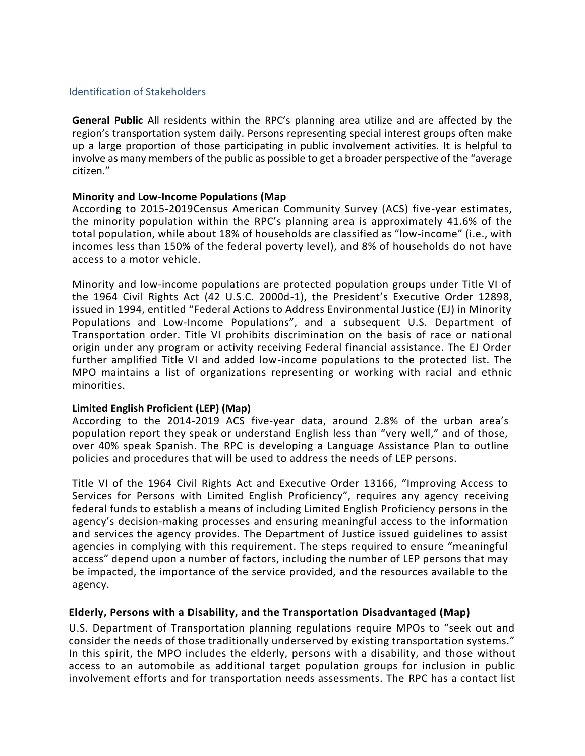## Identification of Stakeholders

**General Public** All residents within the RPC's planning area utilize and are affected by the region's transportation system daily. Persons representing special interest groups often make up a large proportion of those participating in public involvement activities. It is helpful to involve as many members of the public as possible to get a broader perspective of the "average citizen."

**Minority and Low-Income Populations (Map**
According to 2015-2019Census American Community Survey (ACS) five-year estimates, the minority population within the RPC's planning area is approximately 41.6% of the total population, while about 18% of households are classified as "low-income" (i.e., with incomes less than 150% of the federal poverty level), and 8% of households do not have access to a motor vehicle.

Minority and low-income populations are protected population groups under Title VI of the 1964 Civil Rights Act (42 U.S.C. 2000d-1), the President's Executive Order 12898, issued in 1994, entitled "Federal Actions to Address Environmental Justice (EJ) in Minority Populations and Low-Income Populations", and a subsequent U.S. Department of Transportation order. Title VI prohibits discrimination on the basis of race or national origin under any program or activity receiving Federal financial assistance. The EJ Order further amplified Title VI and added low-income populations to the protected list. The MPO maintains a list of organizations representing or working with racial and ethnic minorities.

**Limited English Proficient (LEP) (Map)**
According to the 2014-2019 ACS five-year data, around 2.8% of the urban area's population report they speak or understand English less than "very well," and of those, over 40% speak Spanish. The RPC is developing a Language Assistance Plan to outline policies and procedures that will be used to address the needs of LEP persons.

Title VI of the 1964 Civil Rights Act and Executive Order 13166, "Improving Access to Services for Persons with Limited English Proficiency", requires any agency receiving federal funds to establish a means of including Limited English Proficiency persons in the agency's decision-making processes and ensuring meaningful access to the information and services the agency provides. The Department of Justice issued guidelines to assist agencies in complying with this requirement. The steps required to ensure "meaningful access" depend upon a number of factors, including the number of LEP persons that may be impacted, the importance of the service provided, and the resources available to the agency.

**Elderly, Persons with a Disability, and the Transportation Disadvantaged (Map)**

U.S. Department of Transportation planning regulations require MPOs to "seek out and consider the needs of those traditionally underserved by existing transportation systems." In this spirit, the MPO includes the elderly, persons with a disability, and those without access to an automobile as additional target population groups for inclusion in public involvement efforts and for transportation needs assessments. The RPC has a contact list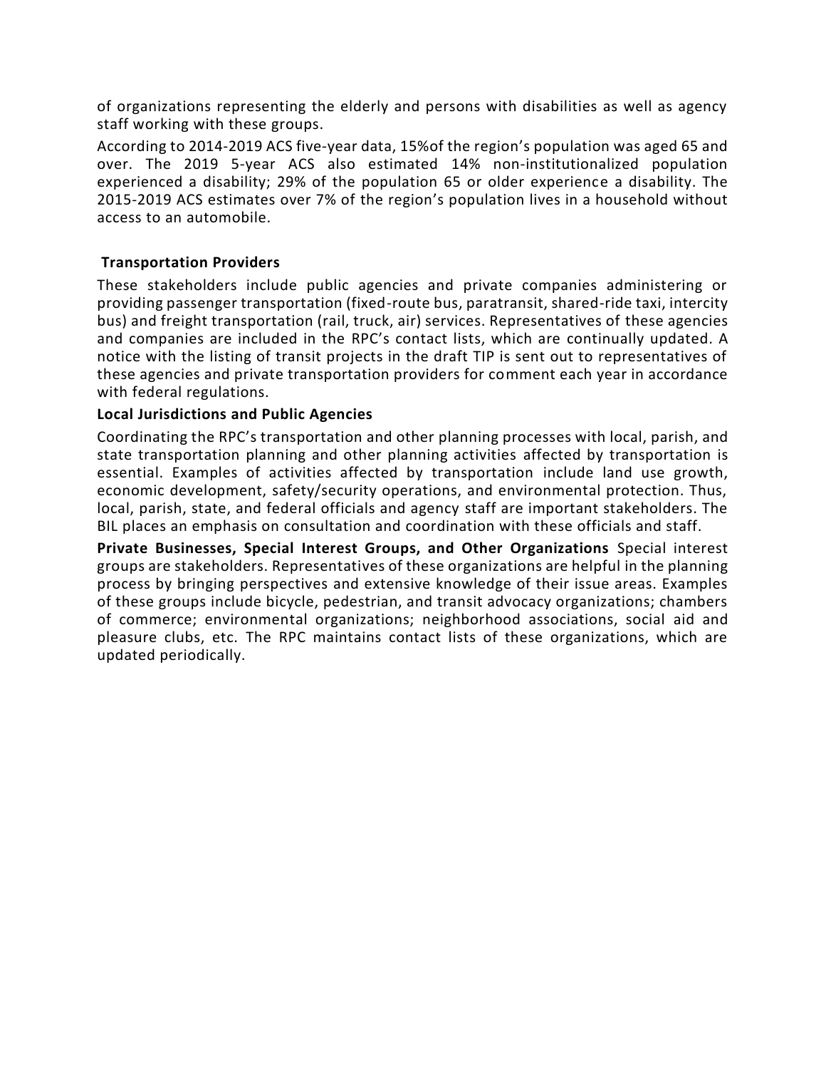of organizations representing the elderly and persons with disabilities as well as agency staff working with these groups.

According to 2014-2019 ACS five-year data, 15%of the region's population was aged 65 and over. The 2019 5-year ACS also estimated 14% non-institutionalized population experienced a disability; 29% of the population 65 or older experience a disability. The 2015-2019 ACS estimates over 7% of the region's population lives in a household without access to an automobile.

### Transportation Providers

These stakeholders include public agencies and private companies administering or providing passenger transportation (fixed-route bus, paratransit, shared-ride taxi, intercity bus) and freight transportation (rail, truck, air) services. Representatives of these agencies and companies are included in the RPC's contact lists, which are continually updated. A notice with the listing of transit projects in the draft TIP is sent out to representatives of these agencies and private transportation providers for comment each year in accordance with federal regulations.

### Local Jurisdictions and Public Agencies

Coordinating the RPC's transportation and other planning processes with local, parish, and state transportation planning and other planning activities affected by transportation is essential. Examples of activities affected by transportation include land use growth, economic development, safety/security operations, and environmental protection. Thus, local, parish, state, and federal officials and agency staff are important stakeholders. The BIL places an emphasis on consultation and coordination with these officials and staff.

**Private Businesses, Special Interest Groups, and Other Organizations** Special interest groups are stakeholders. Representatives of these organizations are helpful in the planning process by bringing perspectives and extensive knowledge of their issue areas. Examples of these groups include bicycle, pedestrian, and transit advocacy organizations; chambers of commerce; environmental organizations; neighborhood associations, social aid and pleasure clubs, etc. The RPC maintains contact lists of these organizations, which are updated periodically.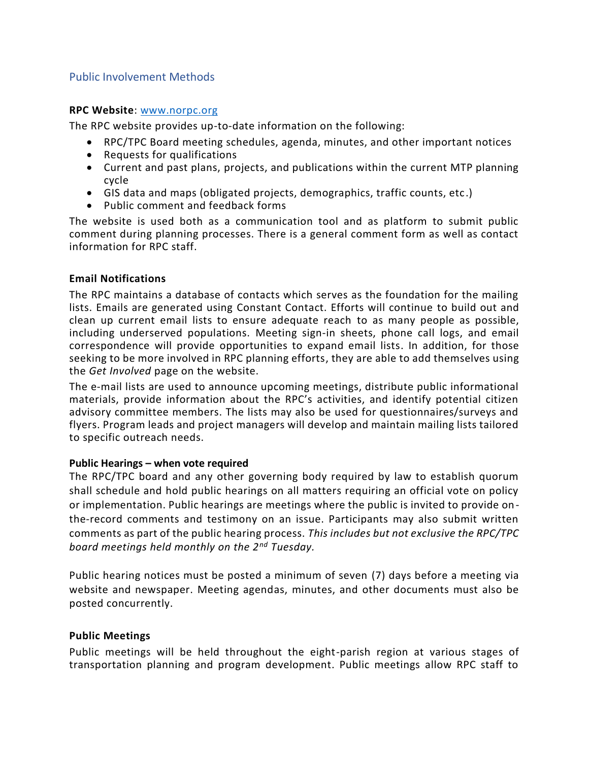## Public Involvement Methods

**RPC Website**: [www.norpc.org](www.norpc.org)

The RPC website provides up-to-date information on the following:

- RPC/TPC Board meeting schedules, agenda, minutes, and other important notices
- Requests for qualifications
- Current and past plans, projects, and publications within the current MTP planning cycle
- GIS data and maps (obligated projects, demographics, traffic counts, etc.)
- Public comment and feedback forms

The website is used both as a communication tool and as platform to submit public comment during planning processes. There is a general comment form as well as contact information for RPC staff.

**Email Notifications**

The RPC maintains a database of contacts which serves as the foundation for the mailing lists. Emails are generated using Constant Contact. Efforts will continue to build out and clean up current email lists to ensure adequate reach to as many people as possible, including underserved populations. Meeting sign-in sheets, phone call logs, and email correspondence will provide opportunities to expand email lists. In addition, for those seeking to be more involved in RPC planning efforts, they are able to add themselves using the *Get Involved* page on the website.

The e-mail lists are used to announce upcoming meetings, distribute public informational materials, provide information about the RPC's activities, and identify potential citizen advisory committee members. The lists may also be used for questionnaires/surveys and flyers. Program leads and project managers will develop and maintain mailing lists tailored to specific outreach needs.

**Public Hearings – when vote required**

The RPC/TPC board and any other governing body required by law to establish quorum shall schedule and hold public hearings on all matters requiring an official vote on policy or implementation. Public hearings are meetings where the public is invited to provide on-the-record comments and testimony on an issue. Participants may also submit written comments as part of the public hearing process. *This includes but not exclusive the RPC/TPC board meetings held monthly on the 2nd Tuesday.*

Public hearing notices must be posted a minimum of seven (7) days before a meeting via website and newspaper. Meeting agendas, minutes, and other documents must also be posted concurrently.

**Public Meetings**

Public meetings will be held throughout the eight-parish region at various stages of transportation planning and program development. Public meetings allow RPC staff to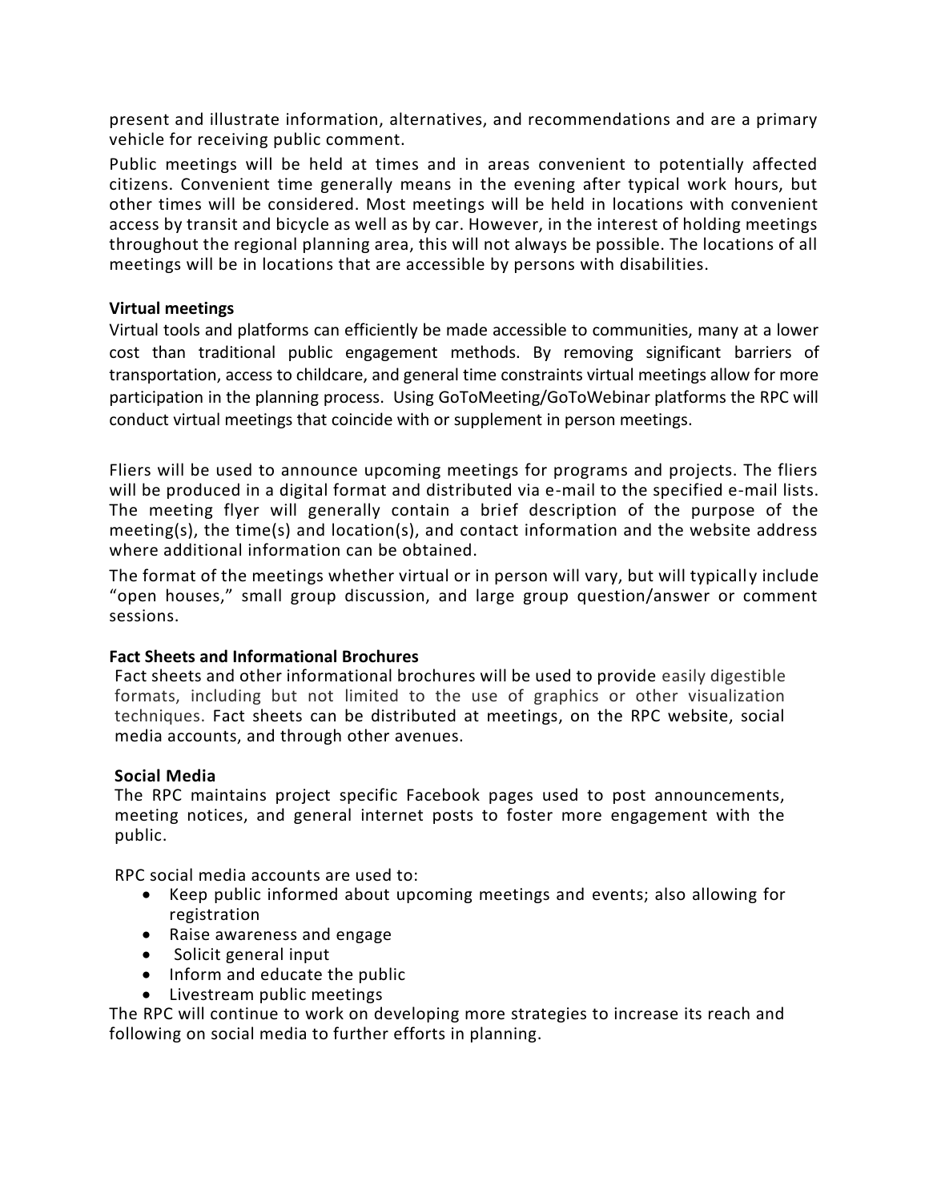present and illustrate information, alternatives, and recommendations and are a primary vehicle for receiving public comment.

Public meetings will be held at times and in areas convenient to potentially affected citizens. Convenient time generally means in the evening after typical work hours, but other times will be considered. Most meetings will be held in locations with convenient access by transit and bicycle as well as by car. However, in the interest of holding meetings throughout the regional planning area, this will not always be possible. The locations of all meetings will be in locations that are accessible by persons with disabilities.

**Virtual meetings**

Virtual tools and platforms can efficiently be made accessible to communities, many at a lower cost than traditional public engagement methods. By removing significant barriers of transportation, access to childcare, and general time constraints virtual meetings allow for more participation in the planning process. Using GoToMeeting/GoToWebinar platforms the RPC will conduct virtual meetings that coincide with or supplement in person meetings.

Fliers will be used to announce upcoming meetings for programs and projects. The fliers will be produced in a digital format and distributed via e-mail to the specified e-mail lists. The meeting flyer will generally contain a brief description of the purpose of the meeting(s), the time(s) and location(s), and contact information and the website address where additional information can be obtained.

The format of the meetings whether virtual or in person will vary, but will typically include "open houses," small group discussion, and large group question/answer or comment sessions.

**Fact Sheets and Informational Brochures**

Fact sheets and other informational brochures will be used to provide easily digestible formats, including but not limited to the use of graphics or other visualization techniques. Fact sheets can be distributed at meetings, on the RPC website, social media accounts, and through other avenues.

**Social Media**

The RPC maintains project specific Facebook pages used to post announcements, meeting notices, and general internet posts to foster more engagement with the public.

RPC social media accounts are used to:

- Keep public informed about upcoming meetings and events; also allowing for registration
- Raise awareness and engage
- Solicit general input
- Inform and educate the public
- Livestream public meetings

The RPC will continue to work on developing more strategies to increase its reach and following on social media to further efforts in planning.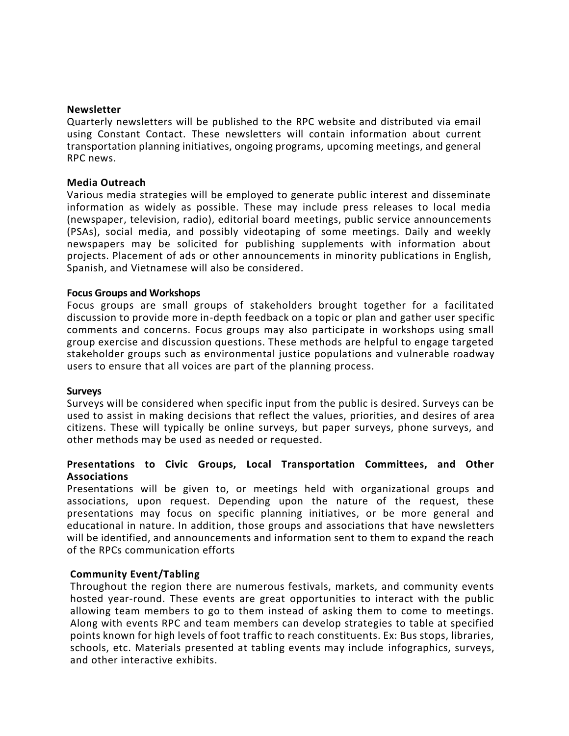**Newsletter**

Quarterly newsletters will be published to the RPC website and distributed via email using Constant Contact. These newsletters will contain information about current transportation planning initiatives, ongoing programs, upcoming meetings, and general RPC news.

**Media Outreach**

Various media strategies will be employed to generate public interest and disseminate information as widely as possible. These may include press releases to local media (newspaper, television, radio), editorial board meetings, public service announcements (PSAs), social media, and possibly videotaping of some meetings. Daily and weekly newspapers may be solicited for publishing supplements with information about projects. Placement of ads or other announcements in minority publications in English, Spanish, and Vietnamese will also be considered.

**Focus Groups and Workshops**

Focus groups are small groups of stakeholders brought together for a facilitated discussion to provide more in-depth feedback on a topic or plan and gather user specific comments and concerns. Focus groups may also participate in workshops using small group exercise and discussion questions. These methods are helpful to engage targeted stakeholder groups such as environmental justice populations and vulnerable roadway users to ensure that all voices are part of the planning process.

**Surveys**

Surveys will be considered when specific input from the public is desired. Surveys can be used to assist in making decisions that reflect the values, priorities, and desires of area citizens. These will typically be online surveys, but paper surveys, phone surveys, and other methods may be used as needed or requested.

**Presentations to Civic Groups, Local Transportation Committees, and Other Associations**

Presentations will be given to, or meetings held with organizational groups and associations, upon request. Depending upon the nature of the request, these presentations may focus on specific planning initiatives, or be more general and educational in nature. In addition, those groups and associations that have newsletters will be identified, and announcements and information sent to them to expand the reach of the RPCs communication efforts

**Community Event/Tabling**

Throughout the region there are numerous festivals, markets, and community events hosted year-round. These events are great opportunities to interact with the public allowing team members to go to them instead of asking them to come to meetings. Along with events RPC and team members can develop strategies to table at specified points known for high levels of foot traffic to reach constituents. Ex: Bus stops, libraries, schools, etc. Materials presented at tabling events may include infographics, surveys, and other interactive exhibits.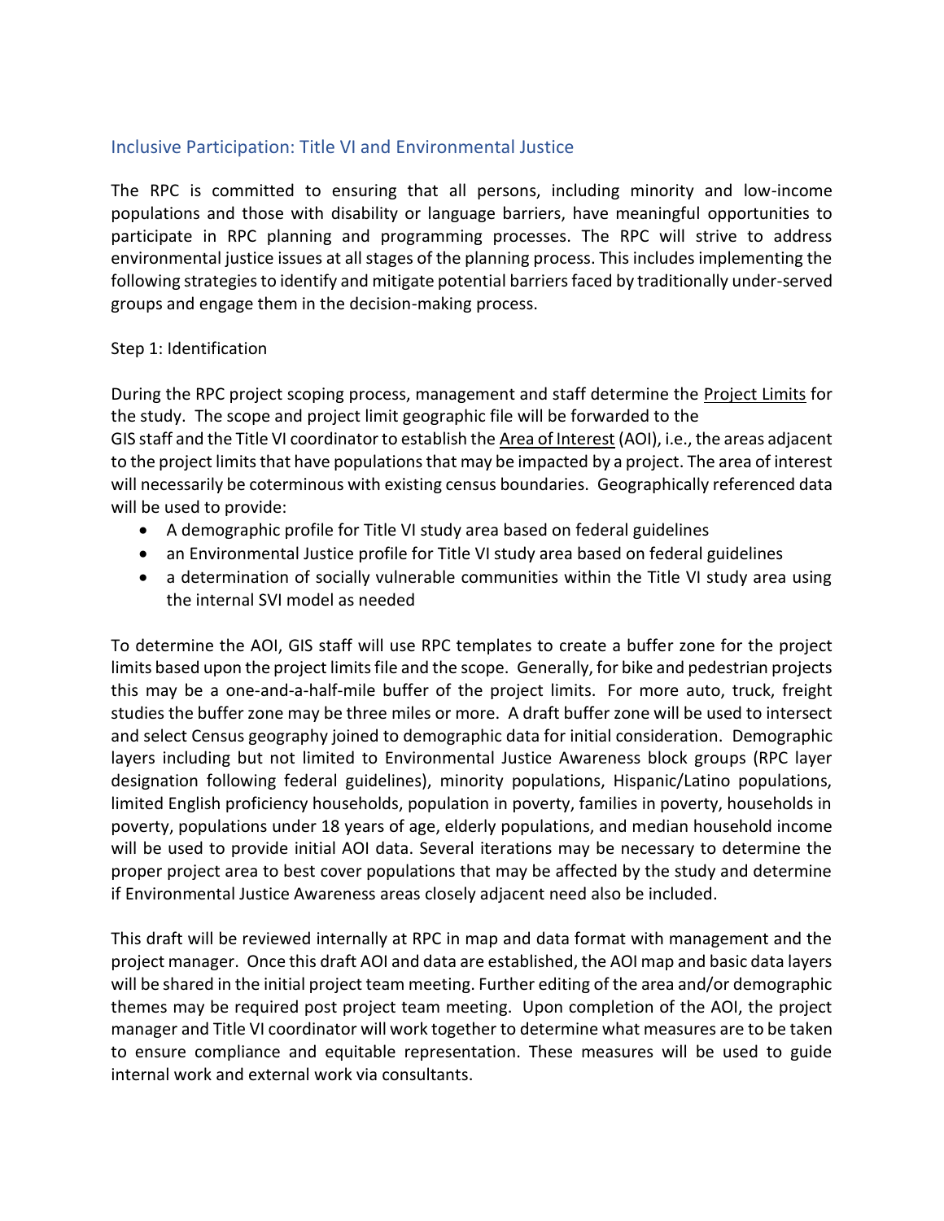## Inclusive Participation: Title VI and Environmental Justice

The RPC is committed to ensuring that all persons, including minority and low-income populations and those with disability or language barriers, have meaningful opportunities to participate in RPC planning and programming processes. The RPC will strive to address environmental justice issues at all stages of the planning process. This includes implementing the following strategies to identify and mitigate potential barriers faced by traditionally under-served groups and engage them in the decision-making process.

Step 1: Identification

During the RPC project scoping process, management and staff determine the Project Limits for the study. The scope and project limit geographic file will be forwarded to the GIS staff and the Title VI coordinator to establish the Area of Interest (AOI), i.e., the areas adjacent to the project limits that have populations that may be impacted by a project. The area of interest will necessarily be coterminous with existing census boundaries. Geographically referenced data will be used to provide:

- A demographic profile for Title VI study area based on federal guidelines
- an Environmental Justice profile for Title VI study area based on federal guidelines
- a determination of socially vulnerable communities within the Title VI study area using the internal SVI model as needed

To determine the AOI, GIS staff will use RPC templates to create a buffer zone for the project limits based upon the project limits file and the scope. Generally, for bike and pedestrian projects this may be a one-and-a-half-mile buffer of the project limits. For more auto, truck, freight studies the buffer zone may be three miles or more. A draft buffer zone will be used to intersect and select Census geography joined to demographic data for initial consideration. Demographic layers including but not limited to Environmental Justice Awareness block groups (RPC layer designation following federal guidelines), minority populations, Hispanic/Latino populations, limited English proficiency households, population in poverty, families in poverty, households in poverty, populations under 18 years of age, elderly populations, and median household income will be used to provide initial AOI data. Several iterations may be necessary to determine the proper project area to best cover populations that may be affected by the study and determine if Environmental Justice Awareness areas closely adjacent need also be included.

This draft will be reviewed internally at RPC in map and data format with management and the project manager. Once this draft AOI and data are established, the AOI map and basic data layers will be shared in the initial project team meeting. Further editing of the area and/or demographic themes may be required post project team meeting. Upon completion of the AOI, the project manager and Title VI coordinator will work together to determine what measures are to be taken to ensure compliance and equitable representation. These measures will be used to guide internal work and external work via consultants.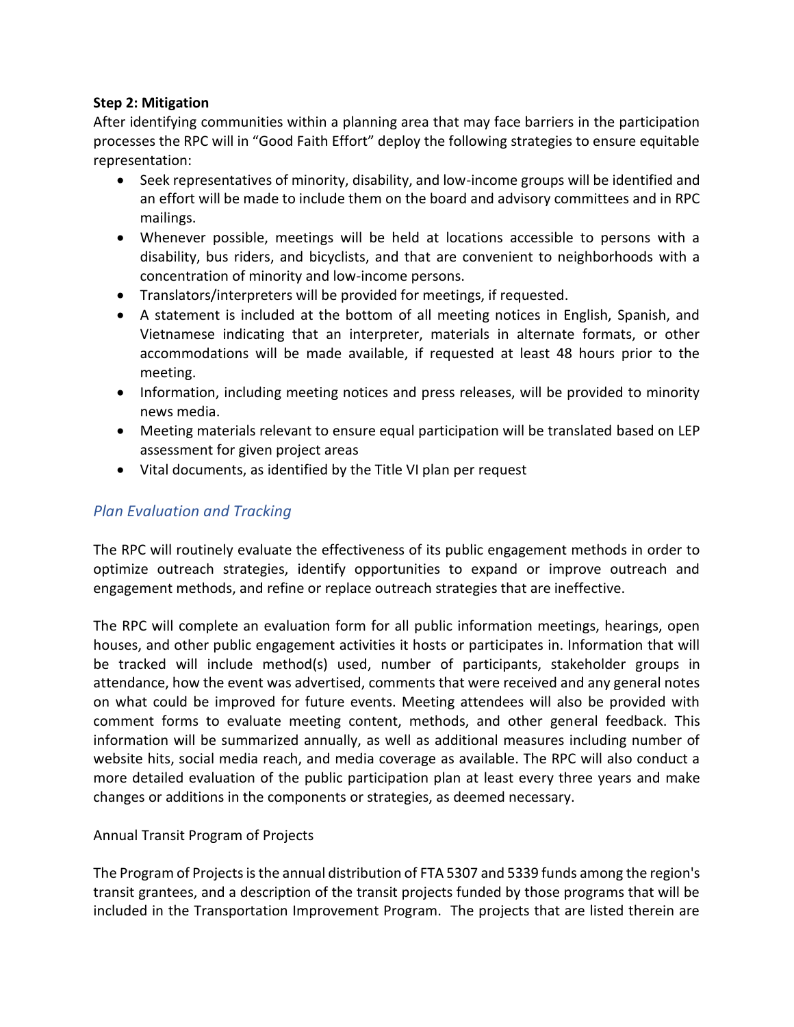**Step 2: Mitigation**

After identifying communities within a planning area that may face barriers in the participation processes the RPC will in "Good Faith Effort" deploy the following strategies to ensure equitable representation:

- Seek representatives of minority, disability, and low-income groups will be identified and an effort will be made to include them on the board and advisory committees and in RPC mailings.
- Whenever possible, meetings will be held at locations accessible to persons with a disability, bus riders, and bicyclists, and that are convenient to neighborhoods with a concentration of minority and low-income persons.
- Translators/interpreters will be provided for meetings, if requested.
- A statement is included at the bottom of all meeting notices in English, Spanish, and Vietnamese indicating that an interpreter, materials in alternate formats, or other accommodations will be made available, if requested at least 48 hours prior to the meeting.
- Information, including meeting notices and press releases, will be provided to minority news media.
- Meeting materials relevant to ensure equal participation will be translated based on LEP assessment for given project areas
- Vital documents, as identified by the Title VI plan per request

## *Plan Evaluation and Tracking*

The RPC will routinely evaluate the effectiveness of its public engagement methods in order to optimize outreach strategies, identify opportunities to expand or improve outreach and engagement methods, and refine or replace outreach strategies that are ineffective.

The RPC will complete an evaluation form for all public information meetings, hearings, open houses, and other public engagement activities it hosts or participates in. Information that will be tracked will include method(s) used, number of participants, stakeholder groups in attendance, how the event was advertised, comments that were received and any general notes on what could be improved for future events. Meeting attendees will also be provided with comment forms to evaluate meeting content, methods, and other general feedback. This information will be summarized annually, as well as additional measures including number of website hits, social media reach, and media coverage as available. The RPC will also conduct a more detailed evaluation of the public participation plan at least every three years and make changes or additions in the components or strategies, as deemed necessary.

Annual Transit Program of Projects

The Program of Projects is the annual distribution of FTA 5307 and 5339 funds among the region's transit grantees, and a description of the transit projects funded by those programs that will be included in the Transportation Improvement Program. The projects that are listed therein are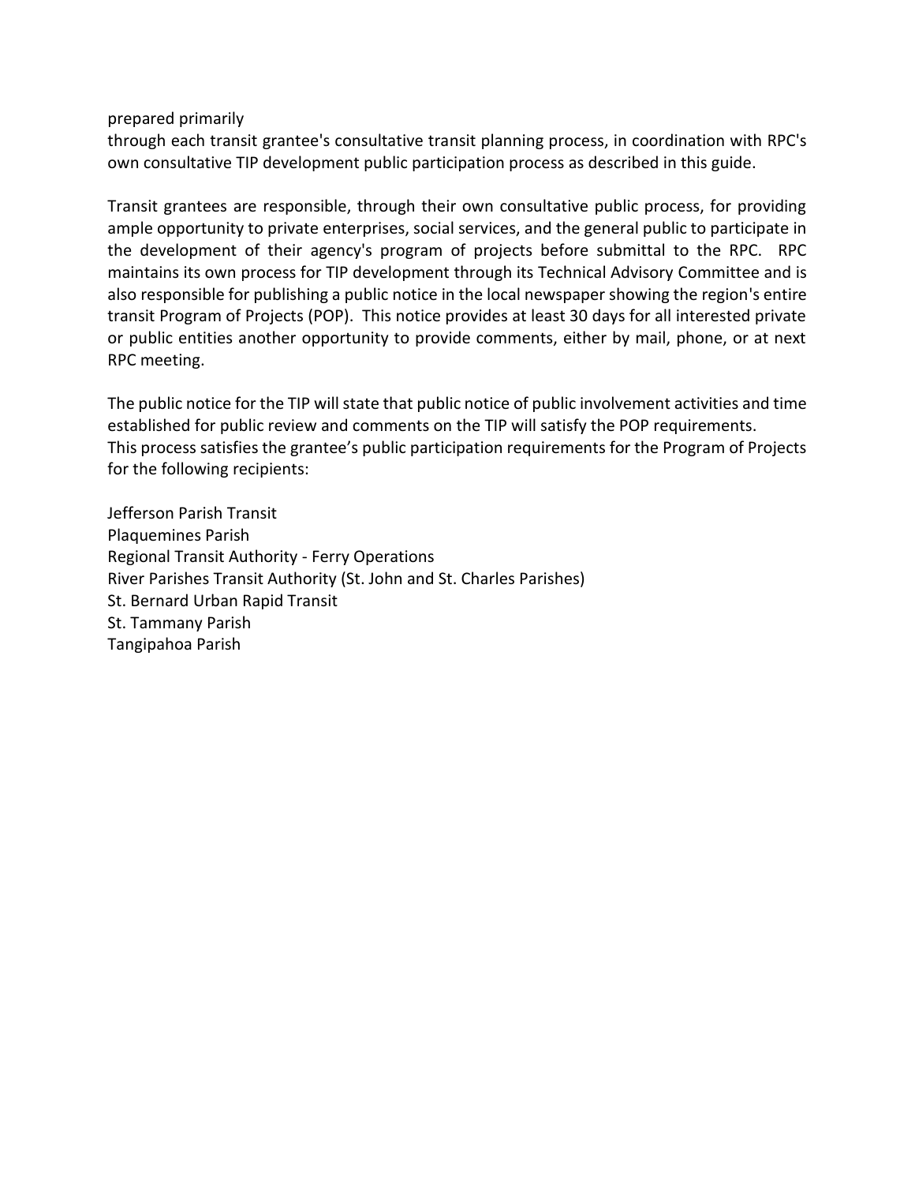prepared primarily
through each transit grantee's consultative transit planning process, in coordination with RPC's own consultative TIP development public participation process as described in this guide.

Transit grantees are responsible, through their own consultative public process, for providing ample opportunity to private enterprises, social services, and the general public to participate in the development of their agency's program of projects before submittal to the RPC. RPC maintains its own process for TIP development through its Technical Advisory Committee and is also responsible for publishing a public notice in the local newspaper showing the region's entire transit Program of Projects (POP). This notice provides at least 30 days for all interested private or public entities another opportunity to provide comments, either by mail, phone, or at next RPC meeting.

The public notice for the TIP will state that public notice of public involvement activities and time established for public review and comments on the TIP will satisfy the POP requirements.
This process satisfies the grantee's public participation requirements for the Program of Projects for the following recipients:

Jefferson Parish Transit
Plaquemines Parish
Regional Transit Authority - Ferry Operations
River Parishes Transit Authority (St. John and St. Charles Parishes)
St. Bernard Urban Rapid Transit
St. Tammany Parish
Tangipahoa Parish